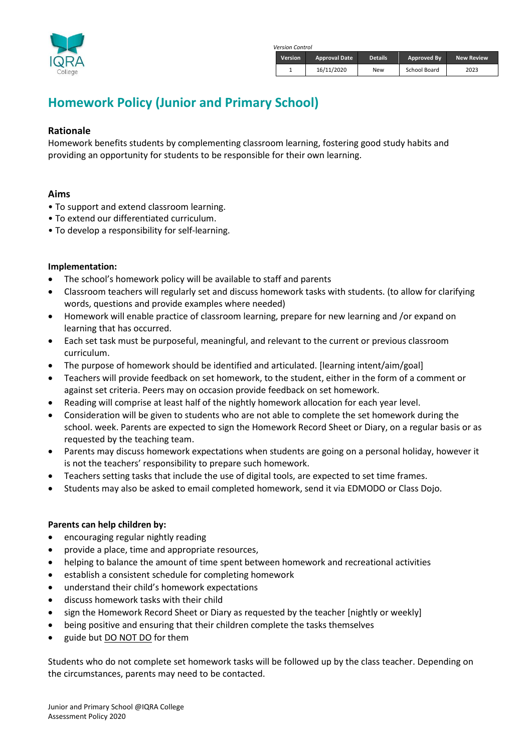*Version Control*

| Version | Approval Date | Details | Approved By | New Review |
|---|---|---|---|---|
| 1 | 16/11/2020 | New | School Board | 2023 |

# Homework Policy (Junior and Primary School)

## Rationale

Homework benefits students by complementing classroom learning, fostering good study habits and providing an opportunity for students to be responsible for their own learning.

## Aims

- To support and extend classroom learning.
- To extend our differentiated curriculum.
- To develop a responsibility for self-learning.

**Implementation:**

- The school's homework policy will be available to staff and parents
- Classroom teachers will regularly set and discuss homework tasks with students. (to allow for clarifying words, questions and provide examples where needed)
- Homework will enable practice of classroom learning, prepare for new learning and /or expand on learning that has occurred.
- Each set task must be purposeful, meaningful, and relevant to the current or previous classroom curriculum.
- The purpose of homework should be identified and articulated. [learning intent/aim/goal]
- Teachers will provide feedback on set homework, to the student, either in the form of a comment or against set criteria. Peers may on occasion provide feedback on set homework.
- Reading will comprise at least half of the nightly homework allocation for each year level.
- Consideration will be given to students who are not able to complete the set homework during the school. week. Parents are expected to sign the Homework Record Sheet or Diary, on a regular basis or as requested by the teaching team.
- Parents may discuss homework expectations when students are going on a personal holiday, however it is not the teachers' responsibility to prepare such homework.
- Teachers setting tasks that include the use of digital tools, are expected to set time frames.
- Students may also be asked to email completed homework, send it via EDMODO or Class Dojo.

**Parents can help children by:**

- encouraging regular nightly reading
- provide a place, time and appropriate resources,
- helping to balance the amount of time spent between homework and recreational activities
- establish a consistent schedule for completing homework
- understand their child's homework expectations
- discuss homework tasks with their child
- sign the Homework Record Sheet or Diary as requested by the teacher [nightly or weekly]
- being positive and ensuring that their children complete the tasks themselves
- guide but <u>DO NOT DO</u> for them

Students who do not complete set homework tasks will be followed up by the class teacher. Depending on the circumstances, parents may need to be contacted.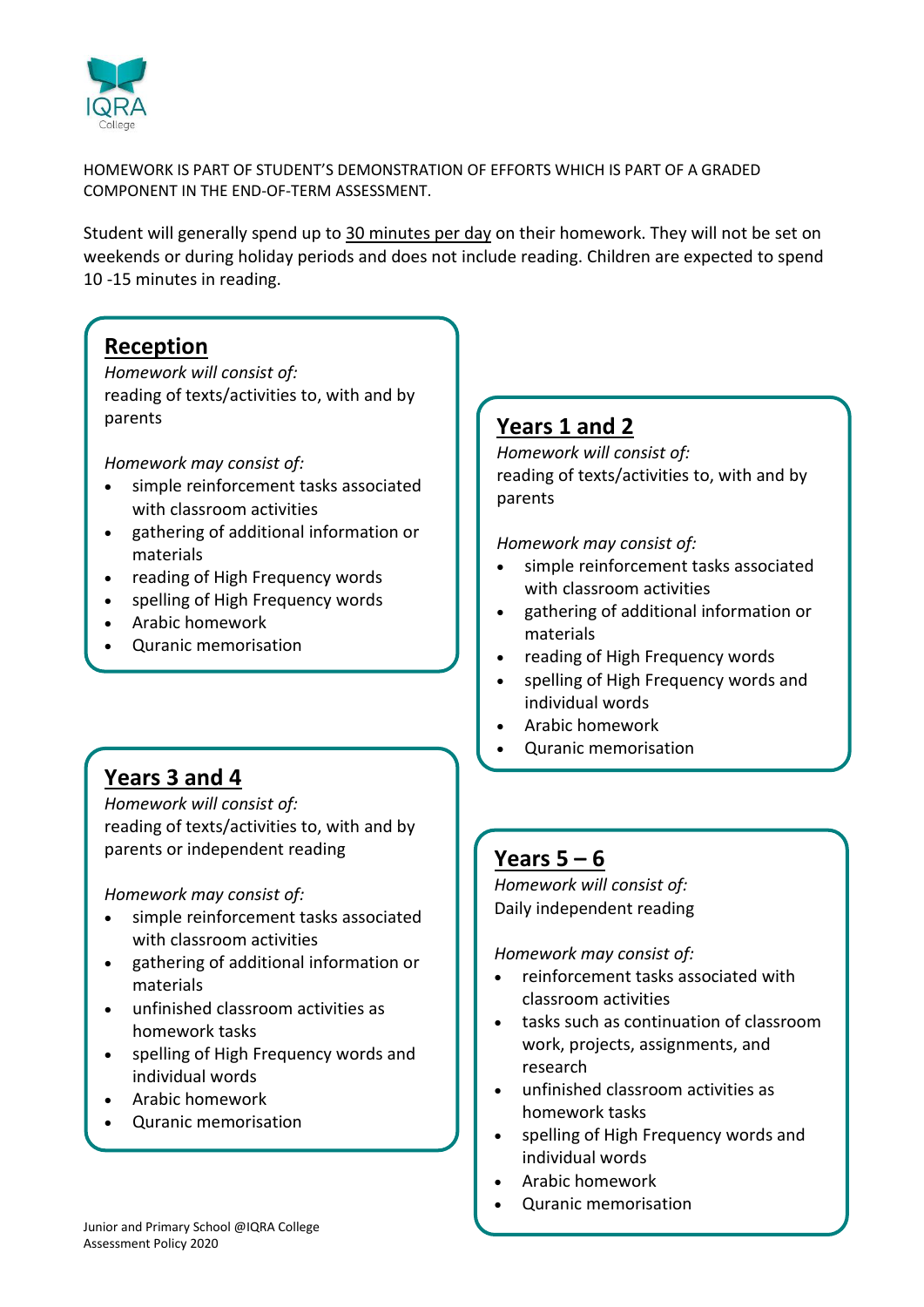HOMEWORK IS PART OF STUDENT'S DEMONSTRATION OF EFFORTS WHICH IS PART OF A GRADED COMPONENT IN THE END-OF-TERM ASSESSMENT.

Student will generally spend up to 30 minutes per day on their homework. They will not be set on weekends or during holiday periods and does not include reading. Children are expected to spend 10 -15 minutes in reading.

## Reception

*Homework will consist of:*
reading of texts/activities to, with and by parents

*Homework may consist of:*

- simple reinforcement tasks associated with classroom activities
- gathering of additional information or materials
- reading of High Frequency words
- spelling of High Frequency words
- Arabic homework
- Quranic memorisation

## Years 1 and 2

*Homework will consist of:*
reading of texts/activities to, with and by parents

*Homework may consist of:*

- simple reinforcement tasks associated with classroom activities
- gathering of additional information or materials
- reading of High Frequency words
- spelling of High Frequency words and individual words
- Arabic homework
- Quranic memorisation

## Years 3 and 4

*Homework will consist of:*
reading of texts/activities to, with and by parents or independent reading

*Homework may consist of:*

- simple reinforcement tasks associated with classroom activities
- gathering of additional information or materials
- unfinished classroom activities as homework tasks
- spelling of High Frequency words and individual words
- Arabic homework
- Quranic memorisation

## Years 5 – 6

*Homework will consist of:*
Daily independent reading

*Homework may consist of:*

- reinforcement tasks associated with classroom activities
- tasks such as continuation of classroom work, projects, assignments, and research
- unfinished classroom activities as homework tasks
- spelling of High Frequency words and individual words
- Arabic homework
- Quranic memorisation